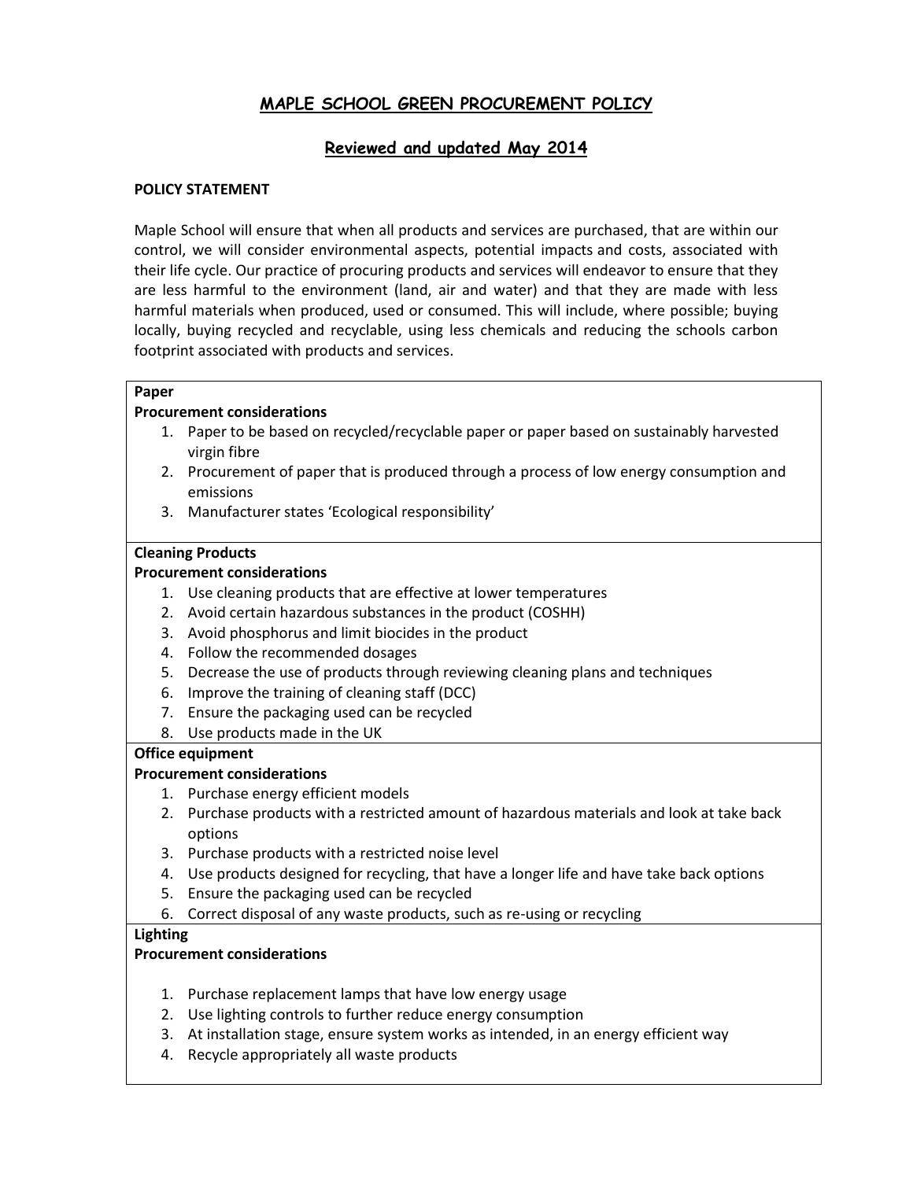# MAPLE SCHOOL GREEN PROCUREMENT POLICY

## Reviewed and updated May 2014

**POLICY STATEMENT**

Maple School will ensure that when all products and services are purchased, that are within our control, we will consider environmental aspects, potential impacts and costs, associated with their life cycle. Our practice of procuring products and services will endeavor to ensure that they are less harmful to the environment (land, air and water) and that they are made with less harmful materials when produced, used or consumed. This will include, where possible; buying locally, buying recycled and recyclable, using less chemicals and reducing the schools carbon footprint associated with products and services.

**Paper**

**Procurement considerations**

1. Paper to be based on recycled/recyclable paper or paper based on sustainably harvested virgin fibre
2. Procurement of paper that is produced through a process of low energy consumption and emissions
3. Manufacturer states 'Ecological responsibility'

**Cleaning Products**

**Procurement considerations**

1. Use cleaning products that are effective at lower temperatures
2. Avoid certain hazardous substances in the product (COSHH)
3. Avoid phosphorus and limit biocides in the product
4. Follow the recommended dosages
5. Decrease the use of products through reviewing cleaning plans and techniques
6. Improve the training of cleaning staff (DCC)
7. Ensure the packaging used can be recycled
8. Use products made in the UK

**Office equipment**

**Procurement considerations**

1. Purchase energy efficient models
2. Purchase products with a restricted amount of hazardous materials and look at take back options
3. Purchase products with a restricted noise level
4. Use products designed for recycling, that have a longer life and have take back options
5. Ensure the packaging used can be recycled
6. Correct disposal of any waste products, such as re-using or recycling

**Lighting**

**Procurement considerations**

1. Purchase replacement lamps that have low energy usage
2. Use lighting controls to further reduce energy consumption
3. At installation stage, ensure system works as intended, in an energy efficient way
4. Recycle appropriately all waste products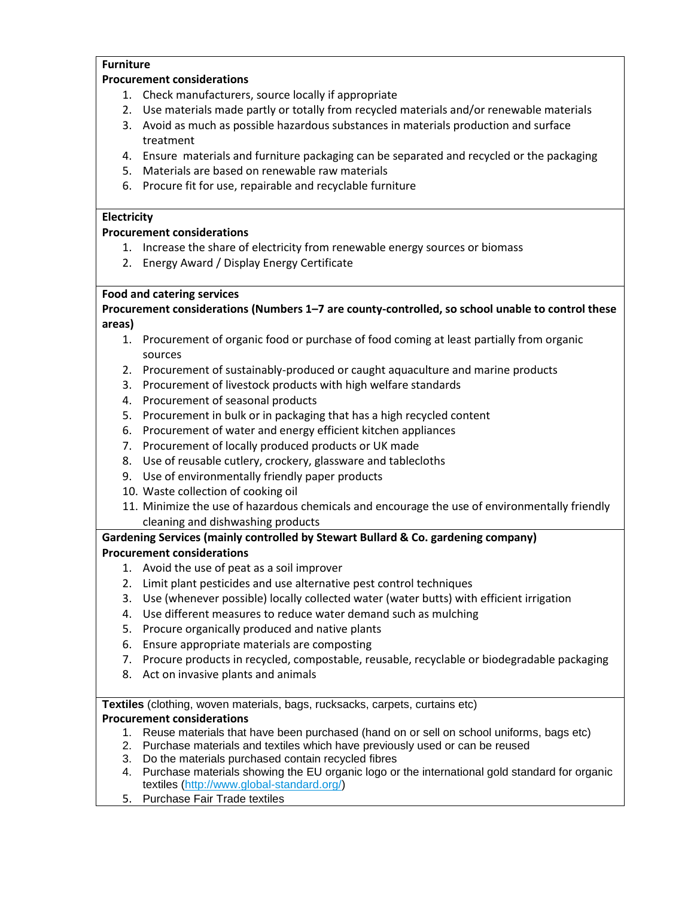**Furniture**

**Procurement considerations**

1. Check manufacturers, source locally if appropriate
2. Use materials made partly or totally from recycled materials and/or renewable materials
3. Avoid as much as possible hazardous substances in materials production and surface treatment
4. Ensure materials and furniture packaging can be separated and recycled or the packaging
5. Materials are based on renewable raw materials
6. Procure fit for use, repairable and recyclable furniture

**Electricity**

**Procurement considerations**

1. Increase the share of electricity from renewable energy sources or biomass
2. Energy Award / Display Energy Certificate

**Food and catering services**

**Procurement considerations (Numbers 1–7 are county-controlled, so school unable to control these areas)**

1. Procurement of organic food or purchase of food coming at least partially from organic sources
2. Procurement of sustainably-produced or caught aquaculture and marine products
3. Procurement of livestock products with high welfare standards
4. Procurement of seasonal products
5. Procurement in bulk or in packaging that has a high recycled content
6. Procurement of water and energy efficient kitchen appliances
7. Procurement of locally produced products or UK made
8. Use of reusable cutlery, crockery, glassware and tablecloths
9. Use of environmentally friendly paper products
10. Waste collection of cooking oil
11. Minimize the use of hazardous chemicals and encourage the use of environmentally friendly cleaning and dishwashing products

**Gardening Services (mainly controlled by Stewart Bullard & Co. gardening company)**

**Procurement considerations**

1. Avoid the use of peat as a soil improver
2. Limit plant pesticides and use alternative pest control techniques
3. Use (whenever possible) locally collected water (water butts) with efficient irrigation
4. Use different measures to reduce water demand such as mulching
5. Procure organically produced and native plants
6. Ensure appropriate materials are composting
7. Procure products in recycled, compostable, reusable, recyclable or biodegradable packaging
8. Act on invasive plants and animals

**Textiles** (clothing, woven materials, bags, rucksacks, carpets, curtains etc)

**Procurement considerations**

1. Reuse materials that have been purchased (hand on or sell on school uniforms, bags etc)
2. Purchase materials and textiles which have previously used or can be reused
3. Do the materials purchased contain recycled fibres
4. Purchase materials showing the EU organic logo or the international gold standard for organic textiles (http://www.global-standard.org/)
5. Purchase Fair Trade textiles